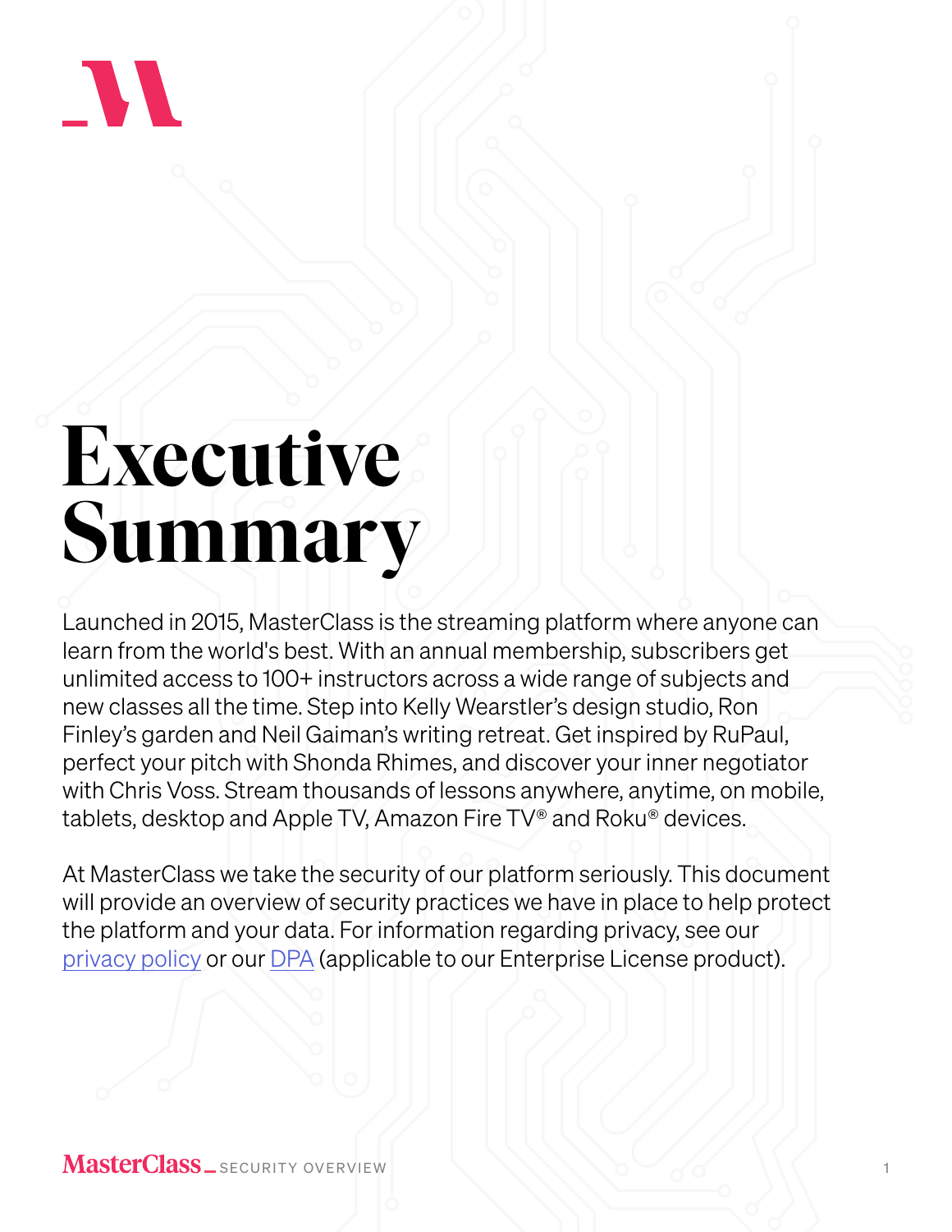# Executive Summary

Launched in 2015, MasterClass is the streaming platform where anyone can learn from the world's best. With an annual membership, subscribers get unlimited access to 100+ instructors across a wide range of subjects and new classes all the time. Step into Kelly Wearstler's design studio, Ron Finley's garden and Neil Gaiman's writing retreat. Get inspired by RuPaul, perfect your pitch with Shonda Rhimes, and discover your inner negotiator with Chris Voss. Stream thousands of lessons anywhere, anytime, on mobile, tablets, desktop and Apple TV, Amazon Fire TV® and Roku® devices.

At MasterClass we take the security of our platform seriously. This document will provide an overview of security practices we have in place to help protect the platform and your data. For information regarding privacy, see our privacy policy or our DPA (applicable to our Enterprise License product).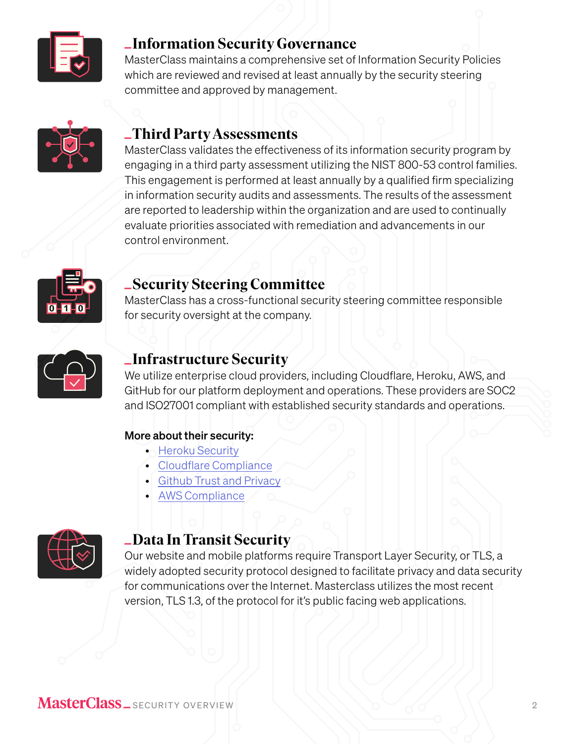## _Information Security Governance

MasterClass maintains a comprehensive set of Information Security Policies which are reviewed and revised at least annually by the security steering committee and approved by management.

## _Third Party Assessments

MasterClass validates the effectiveness of its information security program by engaging in a third party assessment utilizing the NIST 800-53 control families. This engagement is performed at least annually by a qualified firm specializing in information security audits and assessments. The results of the assessment are reported to leadership within the organization and are used to continually evaluate priorities associated with remediation and advancements in our control environment.

## _Security Steering Committee

MasterClass has a cross-functional security steering committee responsible for security oversight at the company.

## _Infrastructure Security

We utilize enterprise cloud providers, including Cloudflare, Heroku, AWS, and GitHub for our platform deployment and operations. These providers are SOC2 and ISO27001 compliant with established security standards and operations.

**More about their security:**

- Heroku Security
- Cloudflare Compliance
- Github Trust and Privacy
- AWS Compliance

## _Data In Transit Security

Our website and mobile platforms require Transport Layer Security, or TLS, a widely adopted security protocol designed to facilitate privacy and data security for communications over the Internet. Masterclass utilizes the most recent version, TLS 1.3, of the protocol for it's public facing web applications.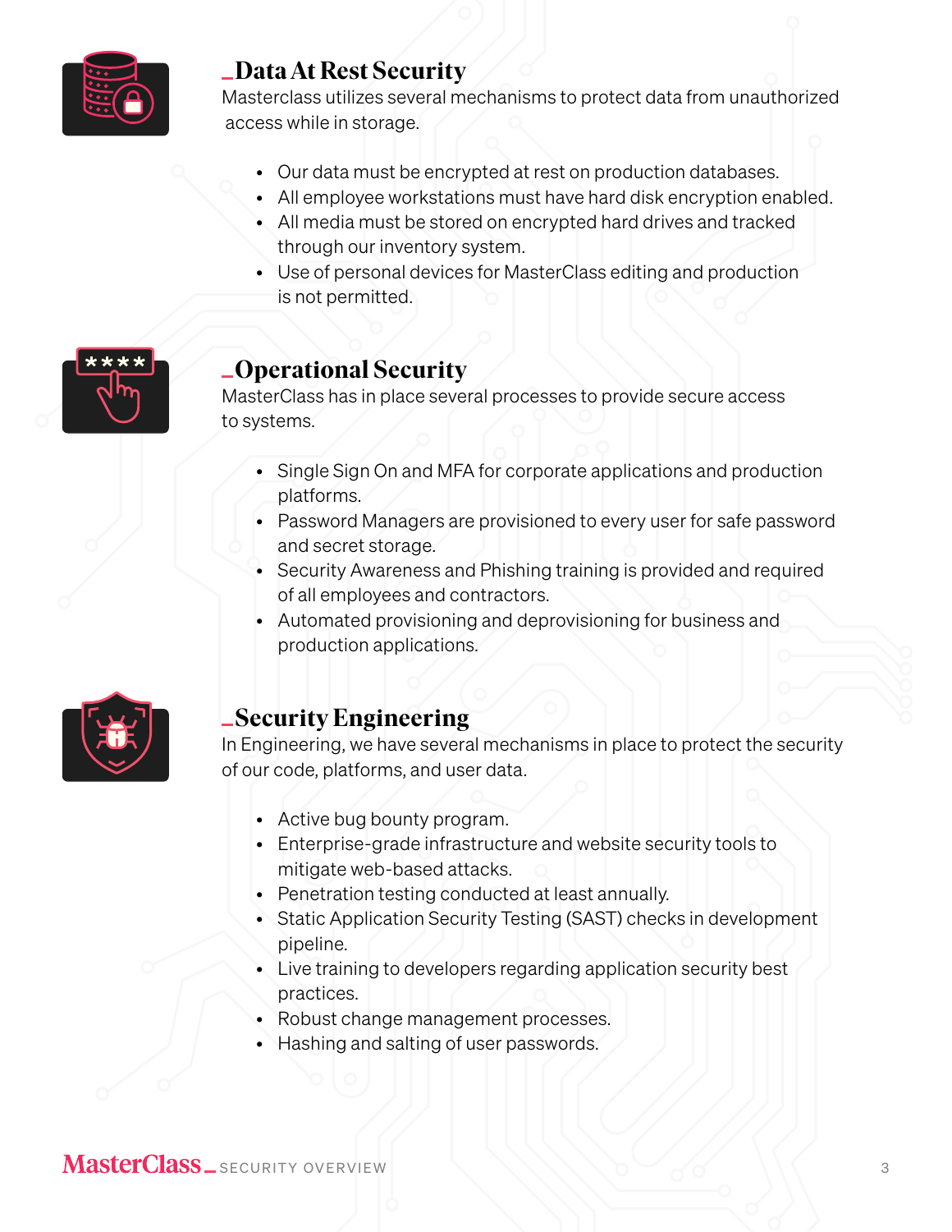## _Data At Rest Security

Masterclass utilizes several mechanisms to protect data from unauthorized access while in storage.

- Our data must be encrypted at rest on production databases.
- All employee workstations must have hard disk encryption enabled.
- All media must be stored on encrypted hard drives and tracked through our inventory system.
- Use of personal devices for MasterClass editing and production is not permitted.

## _Operational Security

MasterClass has in place several processes to provide secure access to systems.

- Single Sign On and MFA for corporate applications and production platforms.
- Password Managers are provisioned to every user for safe password and secret storage.
- Security Awareness and Phishing training is provided and required of all employees and contractors.
- Automated provisioning and deprovisioning for business and production applications.

## _Security Engineering

In Engineering, we have several mechanisms in place to protect the security of our code, platforms, and user data.

- Active bug bounty program.
- Enterprise-grade infrastructure and website security tools to mitigate web-based attacks.
- Penetration testing conducted at least annually.
- Static Application Security Testing (SAST) checks in development pipeline.
- Live training to developers regarding application security best practices.
- Robust change management processes.
- Hashing and salting of user passwords.